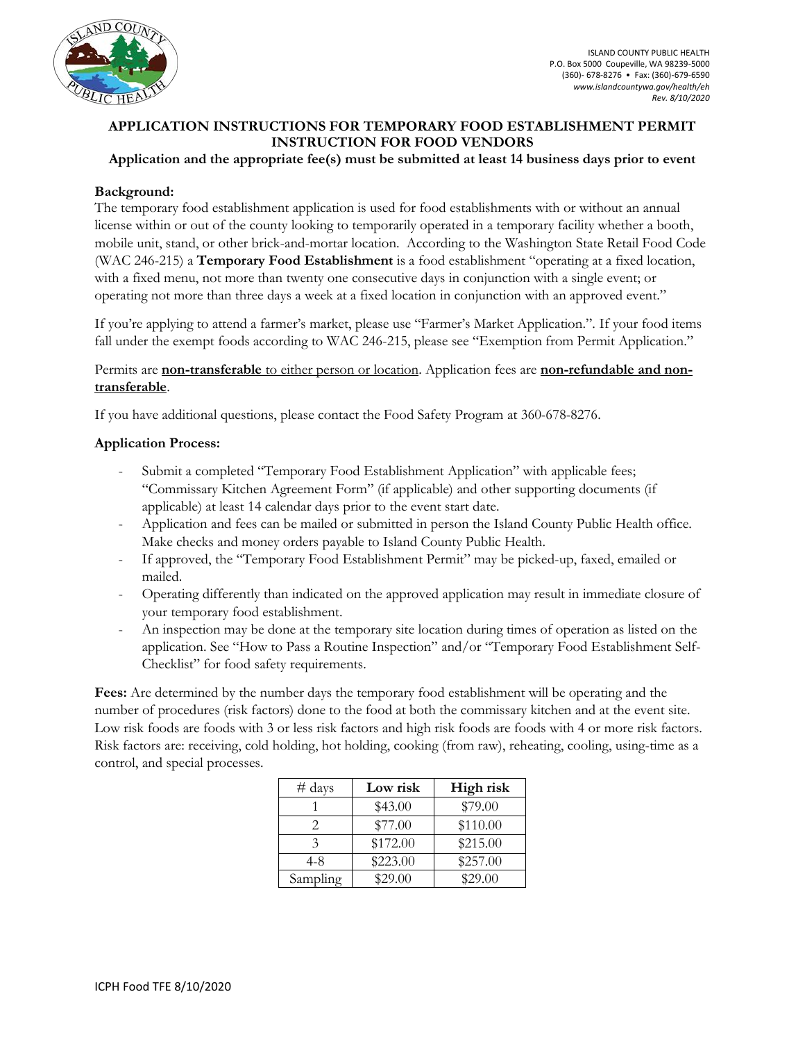ISLAND COUNTY PUBLIC HEALTH
P.O. Box 5000 Coupeville, WA 98239-5000
(360)- 678-8276 • Fax: (360)-679-6590
*www.islandcountywa.gov/health/eh*
*Rev. 8/10/2020*

# APPLICATION INSTRUCTIONS FOR TEMPORARY FOOD ESTABLISHMENT PERMIT INSTRUCTION FOR FOOD VENDORS

**Application and the appropriate fee(s) must be submitted at least 14 business days prior to event**

**Background:**

The temporary food establishment application is used for food establishments with or without an annual license within or out of the county looking to temporarily operated in a temporary facility whether a booth, mobile unit, stand, or other brick-and-mortar location. According to the Washington State Retail Food Code (WAC 246-215) a **Temporary Food Establishment** is a food establishment "operating at a fixed location, with a fixed menu, not more than twenty one consecutive days in conjunction with a single event; or operating not more than three days a week at a fixed location in conjunction with an approved event."

If you're applying to attend a farmer's market, please use "Farmer's Market Application.". If your food items fall under the exempt foods according to WAC 246-215, please see "Exemption from Permit Application."

Permits are **non-transferable** to either person or location. Application fees are **non-refundable and non-transferable**.

If you have additional questions, please contact the Food Safety Program at 360-678-8276.

**Application Process:**

- Submit a completed "Temporary Food Establishment Application" with applicable fees; "Commissary Kitchen Agreement Form" (if applicable) and other supporting documents (if applicable) at least 14 calendar days prior to the event start date.
- Application and fees can be mailed or submitted in person the Island County Public Health office. Make checks and money orders payable to Island County Public Health.
- If approved, the "Temporary Food Establishment Permit" may be picked-up, faxed, emailed or mailed.
- Operating differently than indicated on the approved application may result in immediate closure of your temporary food establishment.
- An inspection may be done at the temporary site location during times of operation as listed on the application. See "How to Pass a Routine Inspection" and/or "Temporary Food Establishment Self-Checklist" for food safety requirements.

**Fees:** Are determined by the number days the temporary food establishment will be operating and the number of procedures (risk factors) done to the food at both the commissary kitchen and at the event site. Low risk foods are foods with 3 or less risk factors and high risk foods are foods with 4 or more risk factors. Risk factors are: receiving, cold holding, hot holding, cooking (from raw), reheating, cooling, using-time as a control, and special processes.

| # days | **Low risk** | **High risk** |
|---|---|---|
| 1 | $43.00 | $79.00 |
| 2 | $77.00 | $110.00 |
| 3 | $172.00 | $215.00 |
| 4-8 | $223.00 | $257.00 |
| Sampling | $29.00 | $29.00 |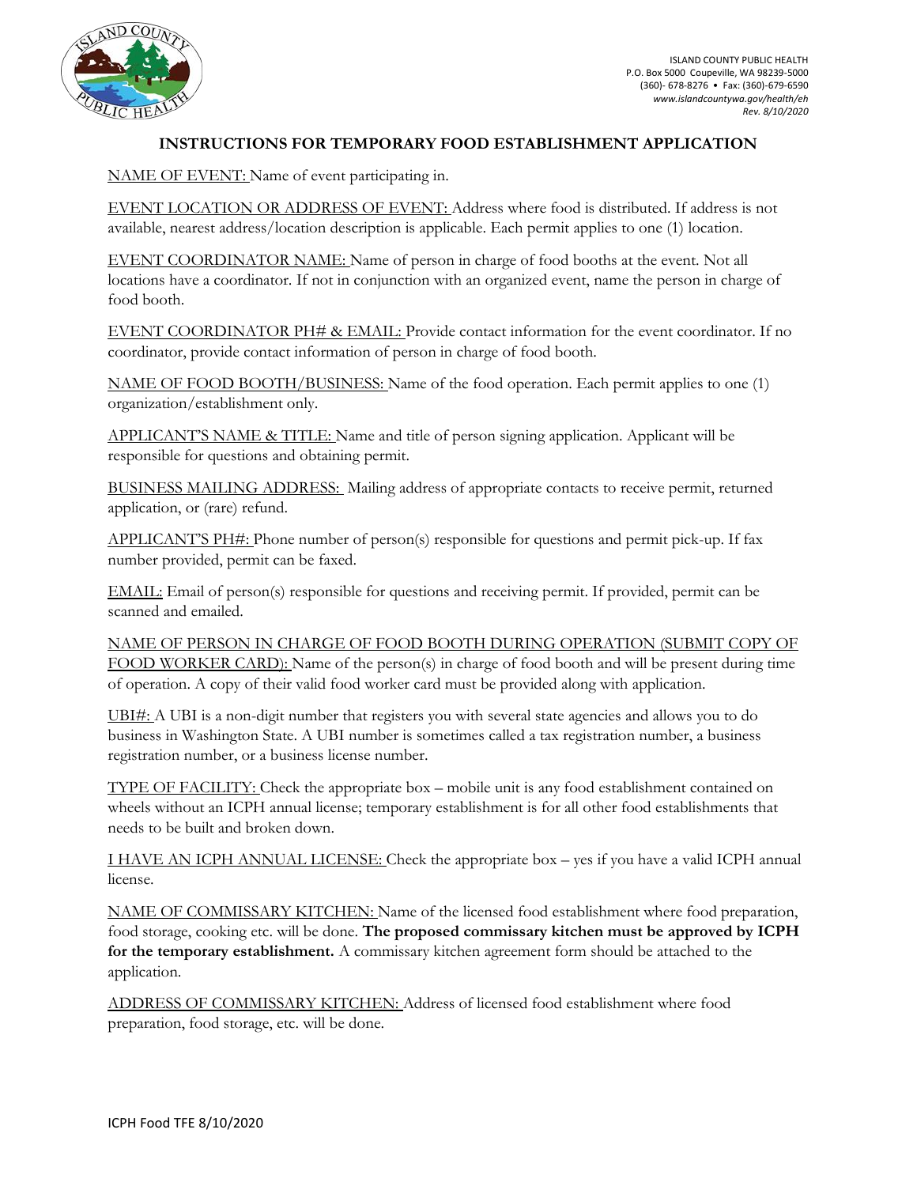ISLAND COUNTY PUBLIC HEALTH
P.O. Box 5000 Coupeville, WA 98239-5000
(360)- 678-8276 • Fax: (360)-679-6590
*www.islandcountywa.gov/health/eh*
*Rev. 8/10/2020*

## INSTRUCTIONS FOR TEMPORARY FOOD ESTABLISHMENT APPLICATION

NAME OF EVENT: Name of event participating in.

EVENT LOCATION OR ADDRESS OF EVENT: Address where food is distributed. If address is not available, nearest address/location description is applicable. Each permit applies to one (1) location.

EVENT COORDINATOR NAME: Name of person in charge of food booths at the event. Not all locations have a coordinator. If not in conjunction with an organized event, name the person in charge of food booth.

EVENT COORDINATOR PH# & EMAIL: Provide contact information for the event coordinator. If no coordinator, provide contact information of person in charge of food booth.

NAME OF FOOD BOOTH/BUSINESS: Name of the food operation. Each permit applies to one (1) organization/establishment only.

APPLICANT'S NAME & TITLE: Name and title of person signing application. Applicant will be responsible for questions and obtaining permit.

BUSINESS MAILING ADDRESS: Mailing address of appropriate contacts to receive permit, returned application, or (rare) refund.

APPLICANT'S PH#: Phone number of person(s) responsible for questions and permit pick-up. If fax number provided, permit can be faxed.

EMAIL: Email of person(s) responsible for questions and receiving permit. If provided, permit can be scanned and emailed.

NAME OF PERSON IN CHARGE OF FOOD BOOTH DURING OPERATION (SUBMIT COPY OF FOOD WORKER CARD): Name of the person(s) in charge of food booth and will be present during time of operation. A copy of their valid food worker card must be provided along with application.

UBI#: A UBI is a non-digit number that registers you with several state agencies and allows you to do business in Washington State. A UBI number is sometimes called a tax registration number, a business registration number, or a business license number.

TYPE OF FACILITY: Check the appropriate box – mobile unit is any food establishment contained on wheels without an ICPH annual license; temporary establishment is for all other food establishments that needs to be built and broken down.

I HAVE AN ICPH ANNUAL LICENSE: Check the appropriate box – yes if you have a valid ICPH annual license.

NAME OF COMMISSARY KITCHEN: Name of the licensed food establishment where food preparation, food storage, cooking etc. will be done. **The proposed commissary kitchen must be approved by ICPH for the temporary establishment.** A commissary kitchen agreement form should be attached to the application.

ADDRESS OF COMMISSARY KITCHEN: Address of licensed food establishment where food preparation, food storage, etc. will be done.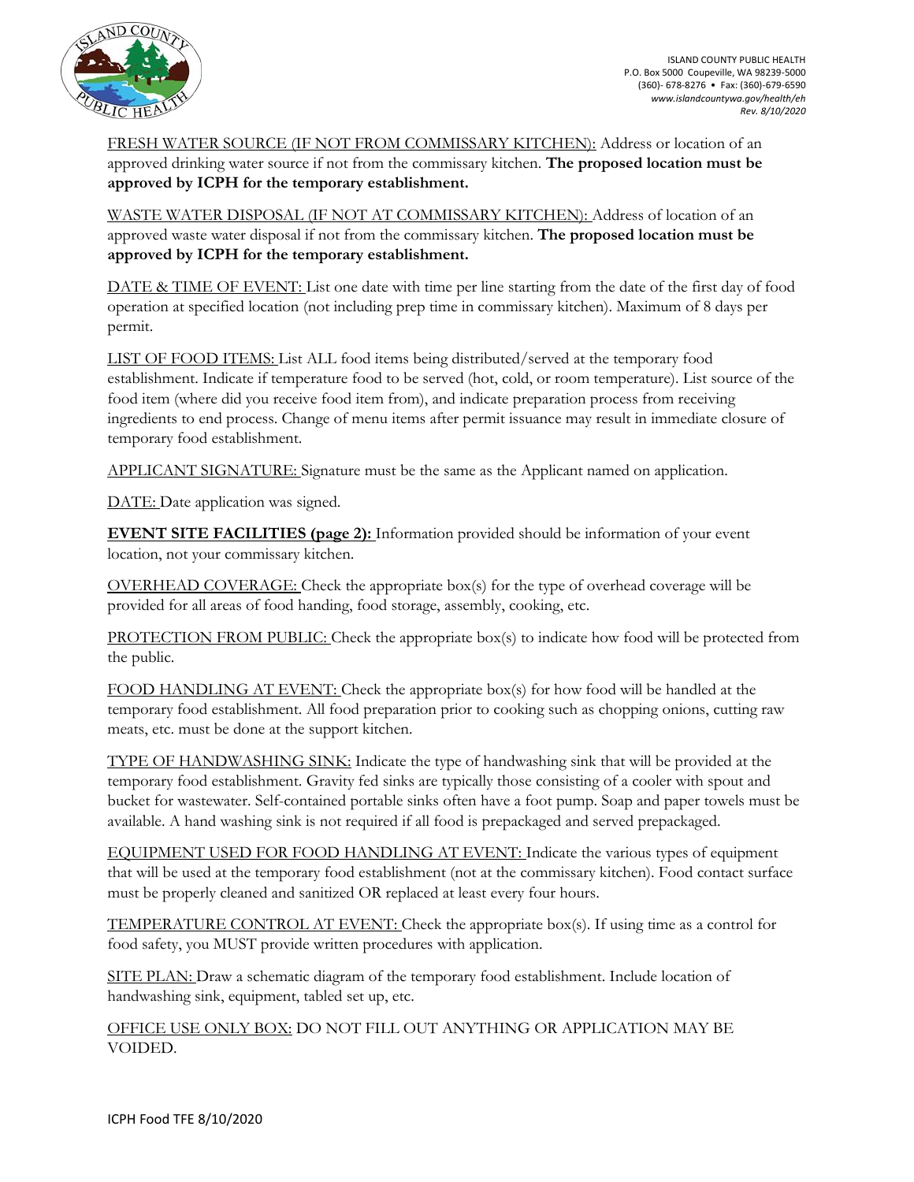FRESH WATER SOURCE (IF NOT FROM COMMISSARY KITCHEN): Address or location of an approved drinking water source if not from the commissary kitchen. **The proposed location must be approved by ICPH for the temporary establishment.**

WASTE WATER DISPOSAL (IF NOT AT COMMISSARY KITCHEN): Address of location of an approved waste water disposal if not from the commissary kitchen. **The proposed location must be approved by ICPH for the temporary establishment.**

DATE & TIME OF EVENT: List one date with time per line starting from the date of the first day of food operation at specified location (not including prep time in commissary kitchen). Maximum of 8 days per permit.

LIST OF FOOD ITEMS: List ALL food items being distributed/served at the temporary food establishment. Indicate if temperature food to be served (hot, cold, or room temperature). List source of the food item (where did you receive food item from), and indicate preparation process from receiving ingredients to end process. Change of menu items after permit issuance may result in immediate closure of temporary food establishment.

APPLICANT SIGNATURE: Signature must be the same as the Applicant named on application.

DATE: Date application was signed.

**EVENT SITE FACILITIES (page 2):** Information provided should be information of your event location, not your commissary kitchen.

OVERHEAD COVERAGE: Check the appropriate box(s) for the type of overhead coverage will be provided for all areas of food handing, food storage, assembly, cooking, etc.

PROTECTION FROM PUBLIC: Check the appropriate box(s) to indicate how food will be protected from the public.

FOOD HANDLING AT EVENT: Check the appropriate box(s) for how food will be handled at the temporary food establishment. All food preparation prior to cooking such as chopping onions, cutting raw meats, etc. must be done at the support kitchen.

TYPE OF HANDWASHING SINK: Indicate the type of handwashing sink that will be provided at the temporary food establishment. Gravity fed sinks are typically those consisting of a cooler with spout and bucket for wastewater. Self-contained portable sinks often have a foot pump. Soap and paper towels must be available. A hand washing sink is not required if all food is prepackaged and served prepackaged.

EQUIPMENT USED FOR FOOD HANDLING AT EVENT: Indicate the various types of equipment that will be used at the temporary food establishment (not at the commissary kitchen). Food contact surface must be properly cleaned and sanitized OR replaced at least every four hours.

TEMPERATURE CONTROL AT EVENT: Check the appropriate box(s). If using time as a control for food safety, you MUST provide written procedures with application.

SITE PLAN: Draw a schematic diagram of the temporary food establishment. Include location of handwashing sink, equipment, tabled set up, etc.

OFFICE USE ONLY BOX: DO NOT FILL OUT ANYTHING OR APPLICATION MAY BE VOIDED.